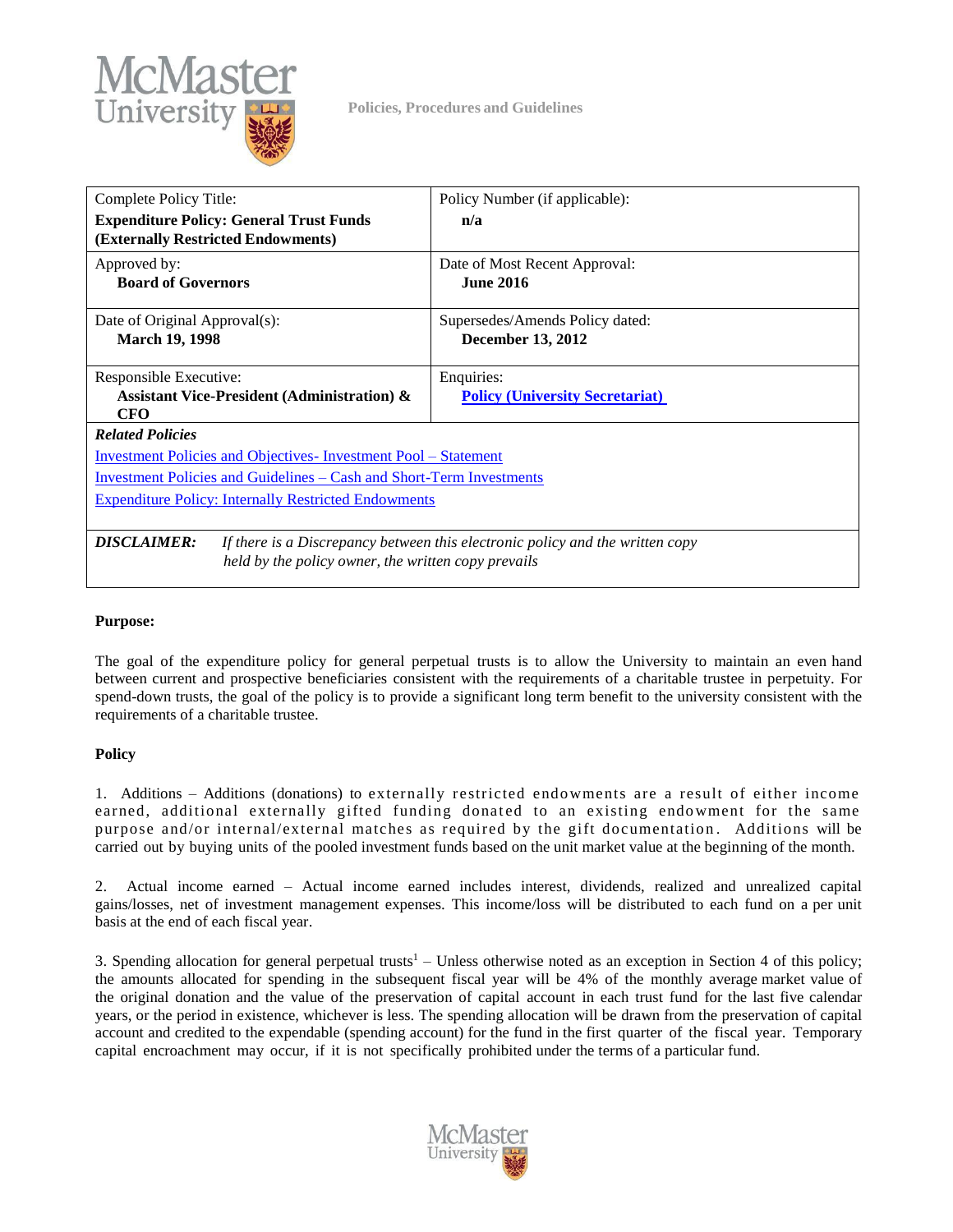Policies, Procedures and Guidelines

| Complete Policy Title: **Expenditure Policy: General Trust Funds (Externally Restricted Endowments)** | Policy Number (if applicable): **n/a** |
|---|---|
| Approved by: **Board of Governors** | Date of Most Recent Approval: **June 2016** |
| Date of Original Approval(s): **March 19, 1998** | Supersedes/Amends Policy dated: **December 13, 2012** |
| Responsible Executive: **Assistant Vice-President (Administration) & CFO** | Enquiries: **Policy (University Secretariat)** |

***Related Policies***

Investment Policies and Objectives- Investment Pool – Statement

Investment Policies and Guidelines – Cash and Short-Term Investments

Expenditure Policy: Internally Restricted Endowments

***DISCLAIMER:*** *If there is a Discrepancy between this electronic policy and the written copy held by the policy owner, the written copy prevails*

**Purpose:**

The goal of the expenditure policy for general perpetual trusts is to allow the University to maintain an even hand between current and prospective beneficiaries consistent with the requirements of a charitable trustee in perpetuity. For spend-down trusts, the goal of the policy is to provide a significant long term benefit to the university consistent with the requirements of a charitable trustee.

**Policy**

1. Additions – Additions (donations) to externally restricted endowments are a result of either income earned, additional externally gifted funding donated to an existing endowment for the same purpose and/or internal/external matches as required by the gift documentation. Additions will be carried out by buying units of the pooled investment funds based on the unit market value at the beginning of the month.

2. Actual income earned – Actual income earned includes interest, dividends, realized and unrealized capital gains/losses, net of investment management expenses. This income/loss will be distributed to each fund on a per unit basis at the end of each fiscal year.

3. Spending allocation for general perpetual trusts[1] – Unless otherwise noted as an exception in Section 4 of this policy; the amounts allocated for spending in the subsequent fiscal year will be 4% of the monthly average market value of the original donation and the value of the preservation of capital account in each trust fund for the last five calendar years, or the period in existence, whichever is less. The spending allocation will be drawn from the preservation of capital account and credited to the expendable (spending account) for the fund in the first quarter of the fiscal year. Temporary capital encroachment may occur, if it is not specifically prohibited under the terms of a particular fund.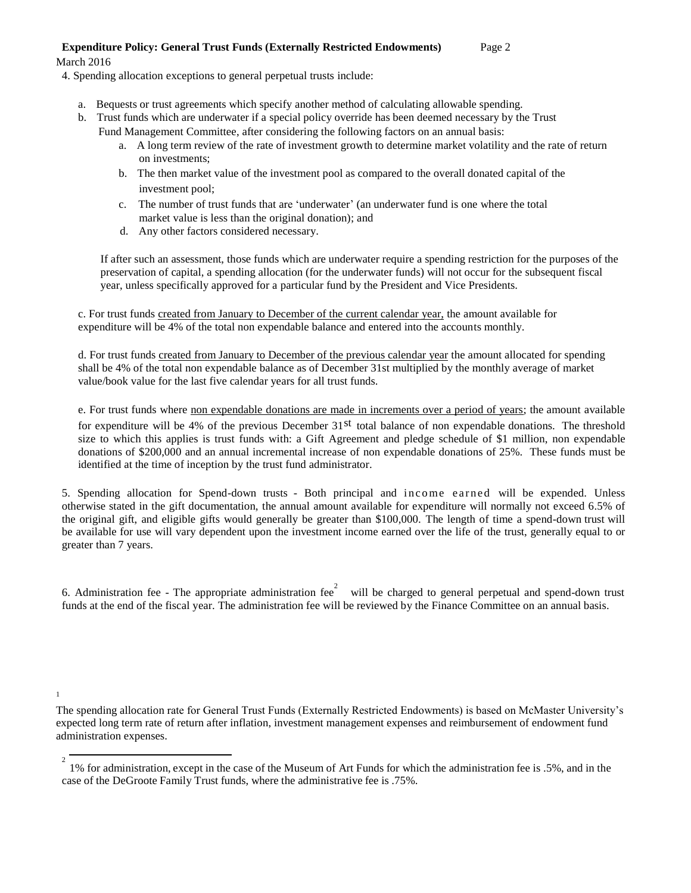4. Spending allocation exceptions to general perpetual trusts include:

   a. Bequests or trust agreements which specify another method of calculating allowable spending.
   b. Trust funds which are underwater if a special policy override has been deemed necessary by the Trust Fund Management Committee, after considering the following factors on an annual basis:
      a. A long term review of the rate of investment growth to determine market volatility and the rate of return on investments;
      b. The then market value of the investment pool as compared to the overall donated capital of the investment pool;
      c. The number of trust funds that are 'underwater' (an underwater fund is one where the total market value is less than the original donation); and
      d. Any other factors considered necessary.

      If after such an assessment, those funds which are underwater require a spending restriction for the purposes of the preservation of capital, a spending allocation (for the underwater funds) will not occur for the subsequent fiscal year, unless specifically approved for a particular fund by the President and Vice Presidents.

   c. For trust funds created from January to December of the current calendar year, the amount available for expenditure will be 4% of the total non expendable balance and entered into the accounts monthly.

   d. For trust funds created from January to December of the previous calendar year the amount allocated for spending shall be 4% of the total non expendable balance as of December 31st multiplied by the monthly average of market value/book value for the last five calendar years for all trust funds.

   e. For trust funds where non expendable donations are made in increments over a period of years; the amount available for expenditure will be 4% of the previous December 31st total balance of non expendable donations. The threshold size to which this applies is trust funds with: a Gift Agreement and pledge schedule of $1 million, non expendable donations of $200,000 and an annual incremental increase of non expendable donations of 25%. These funds must be identified at the time of inception by the trust fund administrator.

5. Spending allocation for Spend-down trusts - Both principal and income earned will be expended. Unless otherwise stated in the gift documentation, the annual amount available for expenditure will normally not exceed 6.5% of the original gift, and eligible gifts would generally be greater than $100,000. The length of time a spend-down trust will be available for use will vary dependent upon the investment income earned over the life of the trust, generally equal to or greater than 7 years.

6. Administration fee - The appropriate administration fee[2] will be charged to general perpetual and spend-down trust funds at the end of the fiscal year. The administration fee will be reviewed by the Finance Committee on an annual basis.

[1] The spending allocation rate for General Trust Funds (Externally Restricted Endowments) is based on McMaster University's expected long term rate of return after inflation, investment management expenses and reimbursement of endowment fund administration expenses.

[2] 1% for administration, except in the case of the Museum of Art Funds for which the administration fee is .5%, and in the case of the DeGroote Family Trust funds, where the administrative fee is .75%.